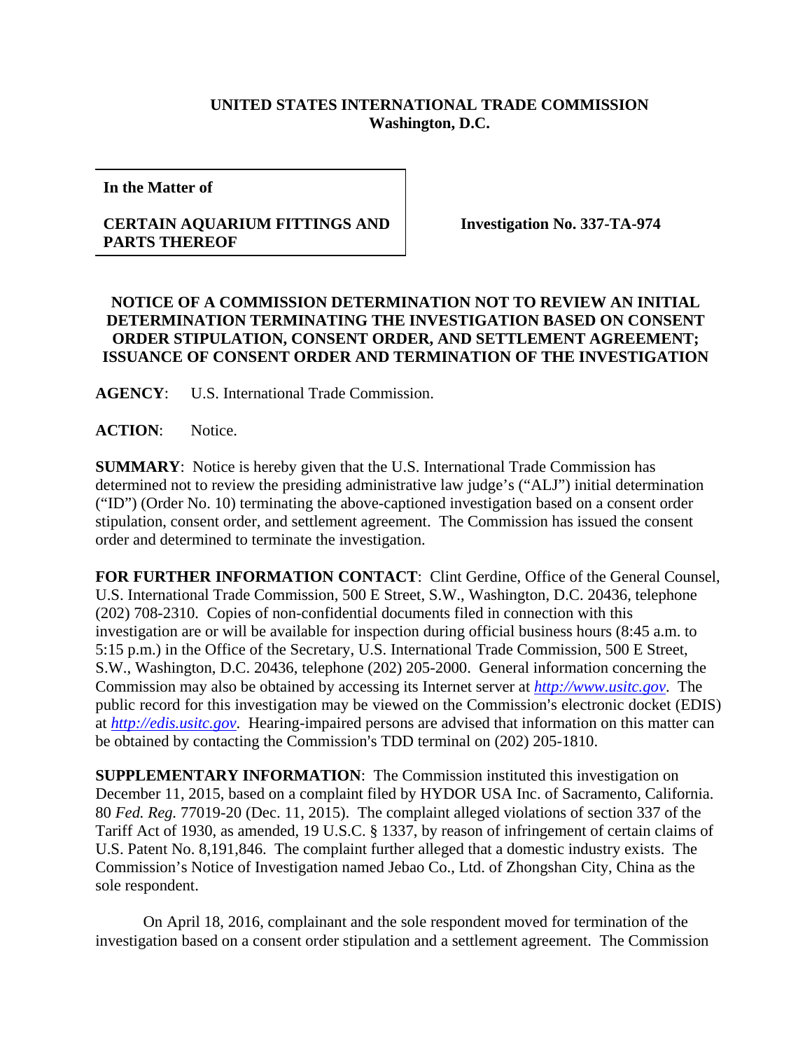**UNITED STATES INTERNATIONAL TRADE COMMISSION**
**Washington, D.C.**

| **In the Matter of** | |
|---|---|
| **CERTAIN AQUARIUM FITTINGS AND PARTS THEREOF** | **Investigation No. 337-TA-974** |

**NOTICE OF A COMMISSION DETERMINATION NOT TO REVIEW AN INITIAL DETERMINATION TERMINATING THE INVESTIGATION BASED ON CONSENT ORDER STIPULATION, CONSENT ORDER, AND SETTLEMENT AGREEMENT; ISSUANCE OF CONSENT ORDER AND TERMINATION OF THE INVESTIGATION**

**AGENCY**: U.S. International Trade Commission.

**ACTION**: Notice.

**SUMMARY**: Notice is hereby given that the U.S. International Trade Commission has determined not to review the presiding administrative law judge's ("ALJ") initial determination ("ID") (Order No. 10) terminating the above-captioned investigation based on a consent order stipulation, consent order, and settlement agreement. The Commission has issued the consent order and determined to terminate the investigation.

**FOR FURTHER INFORMATION CONTACT**: Clint Gerdine, Office of the General Counsel, U.S. International Trade Commission, 500 E Street, S.W., Washington, D.C. 20436, telephone (202) 708-2310. Copies of non-confidential documents filed in connection with this investigation are or will be available for inspection during official business hours (8:45 a.m. to 5:15 p.m.) in the Office of the Secretary, U.S. International Trade Commission, 500 E Street, S.W., Washington, D.C. 20436, telephone (202) 205-2000. General information concerning the Commission may also be obtained by accessing its Internet server at *http://www.usitc.gov*. The public record for this investigation may be viewed on the Commission's electronic docket (EDIS) at *http://edis.usitc.gov*. Hearing-impaired persons are advised that information on this matter can be obtained by contacting the Commission's TDD terminal on (202) 205-1810.

**SUPPLEMENTARY INFORMATION**: The Commission instituted this investigation on December 11, 2015, based on a complaint filed by HYDOR USA Inc. of Sacramento, California. 80 *Fed. Reg.* 77019-20 (Dec. 11, 2015). The complaint alleged violations of section 337 of the Tariff Act of 1930, as amended, 19 U.S.C. § 1337, by reason of infringement of certain claims of U.S. Patent No. 8,191,846. The complaint further alleged that a domestic industry exists. The Commission's Notice of Investigation named Jebao Co., Ltd. of Zhongshan City, China as the sole respondent.

On April 18, 2016, complainant and the sole respondent moved for termination of the investigation based on a consent order stipulation and a settlement agreement. The Commission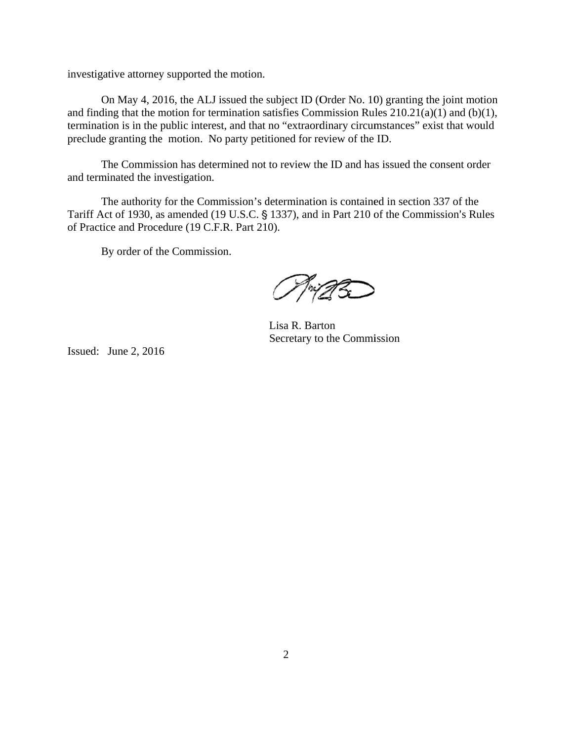investigative attorney supported the motion.

On May 4, 2016, the ALJ issued the subject ID (Order No. 10) granting the joint motion and finding that the motion for termination satisfies Commission Rules 210.21(a)(1) and (b)(1), termination is in the public interest, and that no "extraordinary circumstances" exist that would preclude granting the motion. No party petitioned for review of the ID.

The Commission has determined not to review the ID and has issued the consent order and terminated the investigation.

The authority for the Commission's determination is contained in section 337 of the Tariff Act of 1930, as amended (19 U.S.C. § 1337), and in Part 210 of the Commission's Rules of Practice and Procedure (19 C.F.R. Part 210).

By order of the Commission.

Lisa R. Barton
Secretary to the Commission

Issued: June 2, 2016